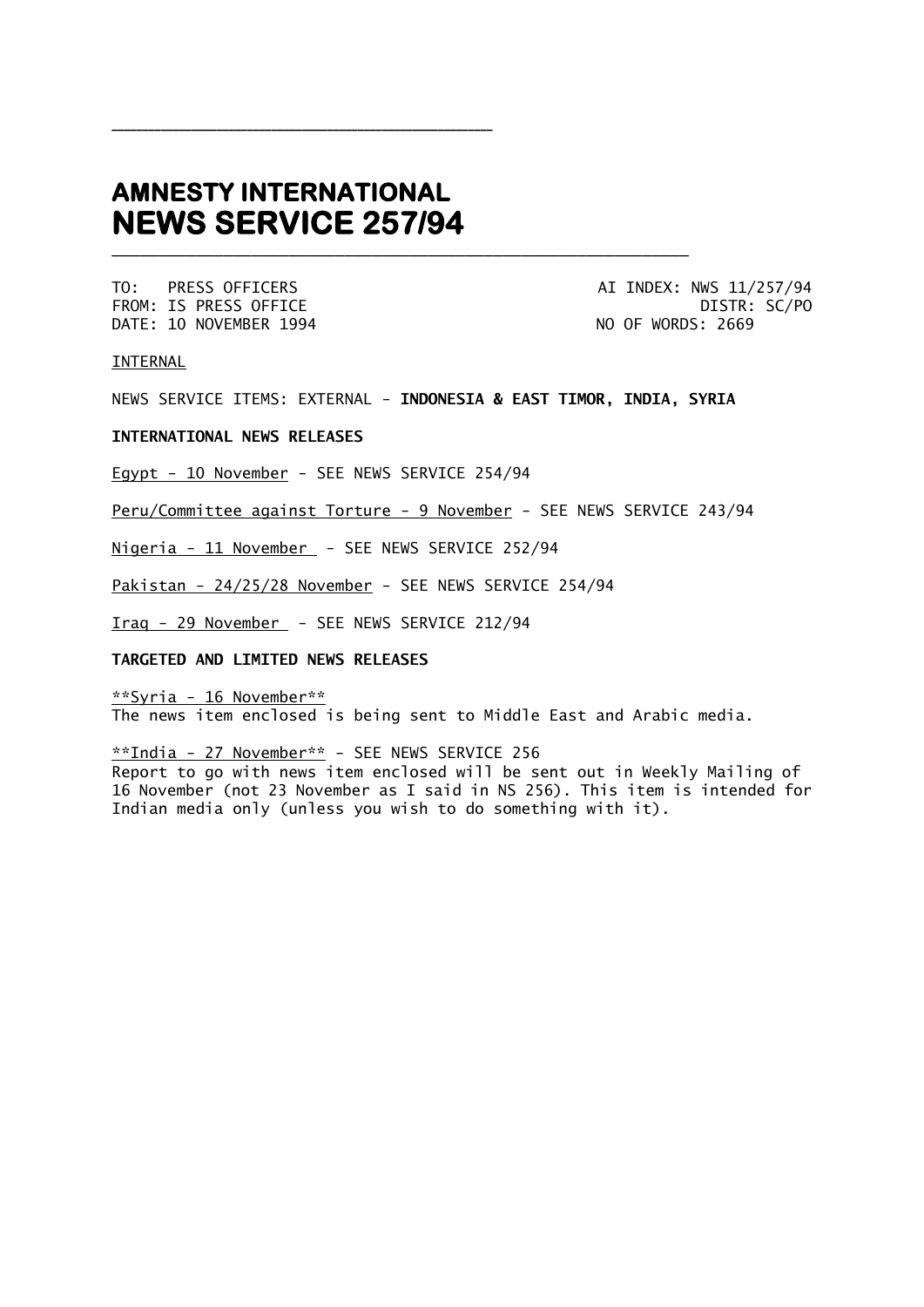# AMNESTY INTERNATIONAL
# NEWS SERVICE 257/94

TO: PRESS OFFICERS  
FROM: IS PRESS OFFICE  
DATE: 10 NOVEMBER 1994

AI INDEX: NWS 11/257/94  
DISTR: SC/PO  
NO OF WORDS: 2669

INTERNAL

NEWS SERVICE ITEMS: EXTERNAL - **INDONESIA & EAST TIMOR, INDIA, SYRIA**

**INTERNATIONAL NEWS RELEASES**

Egypt - 10 November - SEE NEWS SERVICE 254/94

Peru/Committee against Torture - 9 November - SEE NEWS SERVICE 243/94

Nigeria - 11 November - SEE NEWS SERVICE 252/94

Pakistan - 24/25/28 November - SEE NEWS SERVICE 254/94

Iraq - 29 November - SEE NEWS SERVICE 212/94

**TARGETED AND LIMITED NEWS RELEASES**

**Syria - 16 November**  
The news item enclosed is being sent to Middle East and Arabic media.

**India - 27 November** - SEE NEWS SERVICE 256  
Report to go with news item enclosed will be sent out in Weekly Mailing of 16 November (not 23 November as I said in NS 256). This item is intended for Indian media only (unless you wish to do something with it).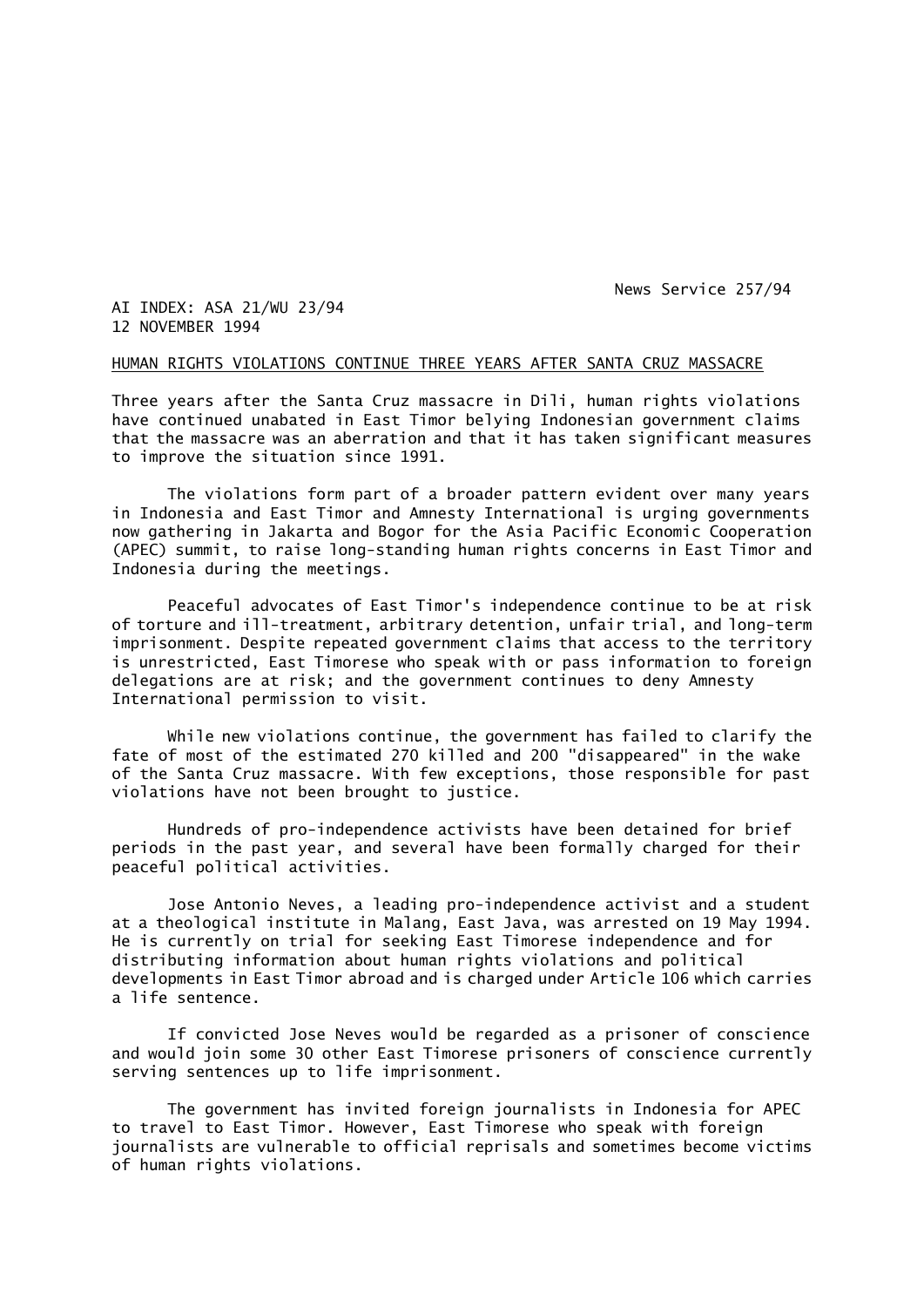News Service 257/94

AI INDEX: ASA 21/WU 23/94
12 NOVEMBER 1994

HUMAN RIGHTS VIOLATIONS CONTINUE THREE YEARS AFTER SANTA CRUZ MASSACRE

Three years after the Santa Cruz massacre in Dili, human rights violations have continued unabated in East Timor belying Indonesian government claims that the massacre was an aberration and that it has taken significant measures to improve the situation since 1991.

The violations form part of a broader pattern evident over many years in Indonesia and East Timor and Amnesty International is urging governments now gathering in Jakarta and Bogor for the Asia Pacific Economic Cooperation (APEC) summit, to raise long-standing human rights concerns in East Timor and Indonesia during the meetings.

Peaceful advocates of East Timor's independence continue to be at risk of torture and ill-treatment, arbitrary detention, unfair trial, and long-term imprisonment. Despite repeated government claims that access to the territory is unrestricted, East Timorese who speak with or pass information to foreign delegations are at risk; and the government continues to deny Amnesty International permission to visit.

While new violations continue, the government has failed to clarify the fate of most of the estimated 270 killed and 200 "disappeared" in the wake of the Santa Cruz massacre. With few exceptions, those responsible for past violations have not been brought to justice.

Hundreds of pro-independence activists have been detained for brief periods in the past year, and several have been formally charged for their peaceful political activities.

Jose Antonio Neves, a leading pro-independence activist and a student at a theological institute in Malang, East Java, was arrested on 19 May 1994. He is currently on trial for seeking East Timorese independence and for distributing information about human rights violations and political developments in East Timor abroad and is charged under Article 106 which carries a life sentence.

If convicted Jose Neves would be regarded as a prisoner of conscience and would join some 30 other East Timorese prisoners of conscience currently serving sentences up to life imprisonment.

The government has invited foreign journalists in Indonesia for APEC to travel to East Timor. However, East Timorese who speak with foreign journalists are vulnerable to official reprisals and sometimes become victims of human rights violations.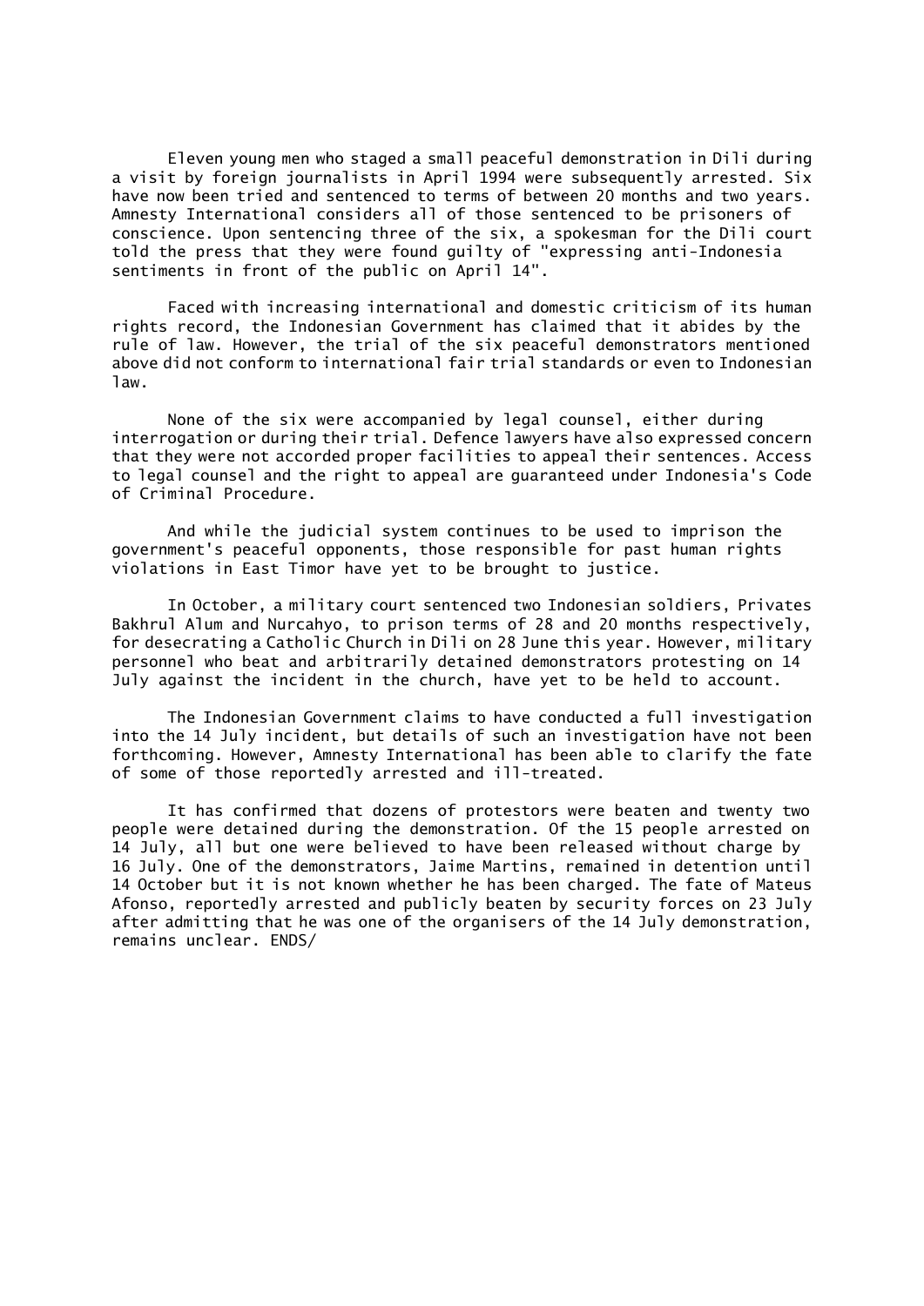Eleven young men who staged a small peaceful demonstration in Dili during a visit by foreign journalists in April 1994 were subsequently arrested. Six have now been tried and sentenced to terms of between 20 months and two years. Amnesty International considers all of those sentenced to be prisoners of conscience. Upon sentencing three of the six, a spokesman for the Dili court told the press that they were found guilty of "expressing anti-Indonesia sentiments in front of the public on April 14".

Faced with increasing international and domestic criticism of its human rights record, the Indonesian Government has claimed that it abides by the rule of law. However, the trial of the six peaceful demonstrators mentioned above did not conform to international fair trial standards or even to Indonesian law.

None of the six were accompanied by legal counsel, either during interrogation or during their trial. Defence lawyers have also expressed concern that they were not accorded proper facilities to appeal their sentences. Access to legal counsel and the right to appeal are guaranteed under Indonesia's Code of Criminal Procedure.

And while the judicial system continues to be used to imprison the government's peaceful opponents, those responsible for past human rights violations in East Timor have yet to be brought to justice.

In October, a military court sentenced two Indonesian soldiers, Privates Bakhrul Alum and Nurcahyo, to prison terms of 28 and 20 months respectively, for desecrating a Catholic Church in Dili on 28 June this year. However, military personnel who beat and arbitrarily detained demonstrators protesting on 14 July against the incident in the church, have yet to be held to account.

The Indonesian Government claims to have conducted a full investigation into the 14 July incident, but details of such an investigation have not been forthcoming. However, Amnesty International has been able to clarify the fate of some of those reportedly arrested and ill-treated.

It has confirmed that dozens of protestors were beaten and twenty two people were detained during the demonstration. Of the 15 people arrested on 14 July, all but one were believed to have been released without charge by 16 July. One of the demonstrators, Jaime Martins, remained in detention until 14 October but it is not known whether he has been charged. The fate of Mateus Afonso, reportedly arrested and publicly beaten by security forces on 23 July after admitting that he was one of the organisers of the 14 July demonstration, remains unclear. ENDS/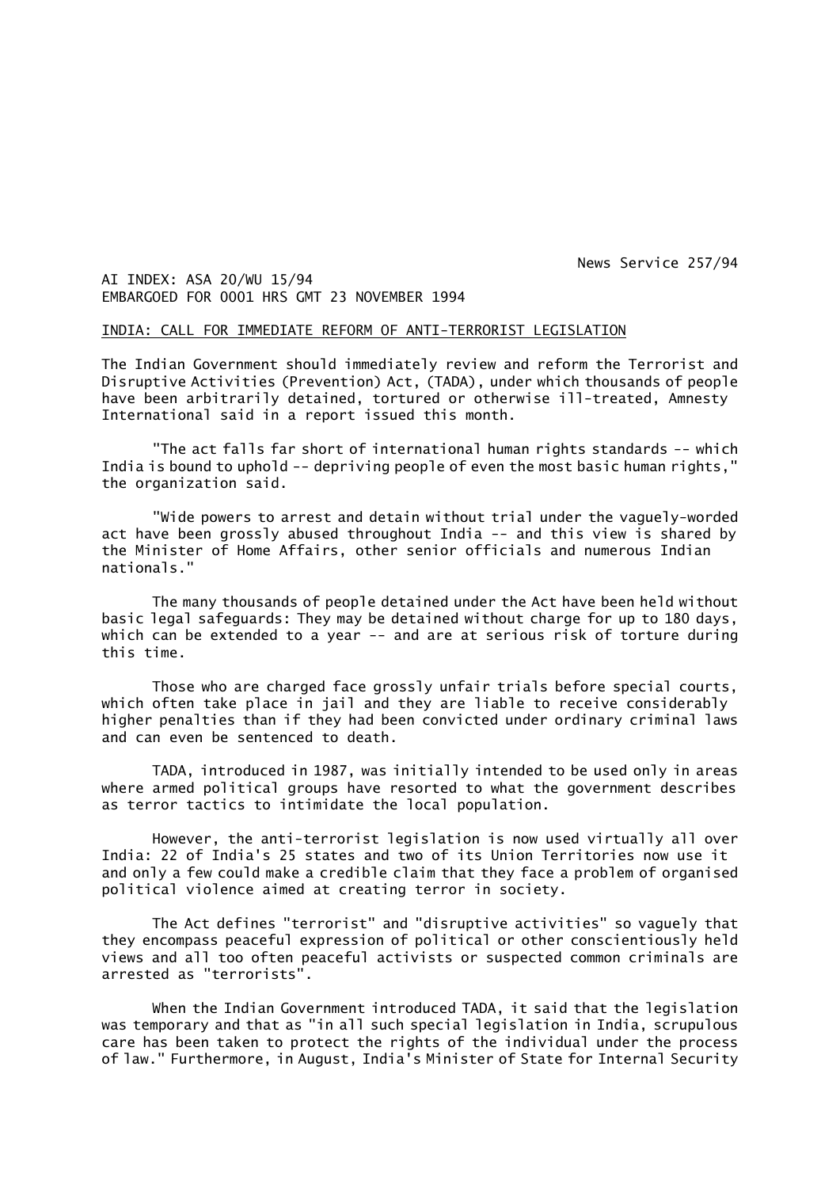News Service 257/94

AI INDEX: ASA 20/WU 15/94
EMBARGOED FOR 0001 HRS GMT 23 NOVEMBER 1994

## INDIA: CALL FOR IMMEDIATE REFORM OF ANTI-TERRORIST LEGISLATION

The Indian Government should immediately review and reform the Terrorist and Disruptive Activities (Prevention) Act, (TADA), under which thousands of people have been arbitrarily detained, tortured or otherwise ill-treated, Amnesty International said in a report issued this month.

"The act falls far short of international human rights standards -- which India is bound to uphold -- depriving people of even the most basic human rights," the organization said.

"Wide powers to arrest and detain without trial under the vaguely-worded act have been grossly abused throughout India -- and this view is shared by the Minister of Home Affairs, other senior officials and numerous Indian nationals."

The many thousands of people detained under the Act have been held without basic legal safeguards: They may be detained without charge for up to 180 days, which can be extended to a year -- and are at serious risk of torture during this time.

Those who are charged face grossly unfair trials before special courts, which often take place in jail and they are liable to receive considerably higher penalties than if they had been convicted under ordinary criminal laws and can even be sentenced to death.

TADA, introduced in 1987, was initially intended to be used only in areas where armed political groups have resorted to what the government describes as terror tactics to intimidate the local population.

However, the anti-terrorist legislation is now used virtually all over India: 22 of India's 25 states and two of its Union Territories now use it and only a few could make a credible claim that they face a problem of organised political violence aimed at creating terror in society.

The Act defines "terrorist" and "disruptive activities" so vaguely that they encompass peaceful expression of political or other conscientiously held views and all too often peaceful activists or suspected common criminals are arrested as "terrorists".

When the Indian Government introduced TADA, it said that the legislation was temporary and that as "in all such special legislation in India, scrupulous care has been taken to protect the rights of the individual under the process of law." Furthermore, in August, India's Minister of State for Internal Security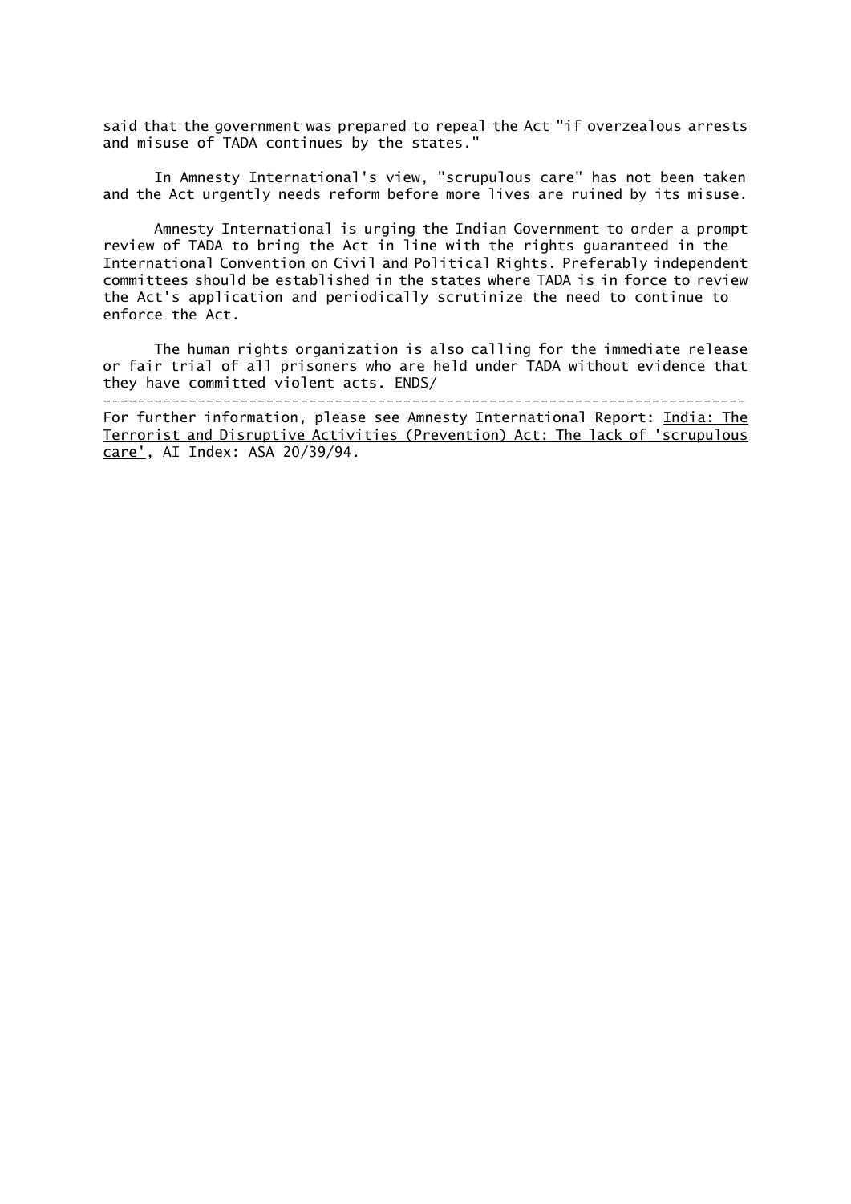said that the government was prepared to repeal the Act "if overzealous arrests and misuse of TADA continues by the states."

In Amnesty International's view, "scrupulous care" has not been taken and the Act urgently needs reform before more lives are ruined by its misuse.

Amnesty International is urging the Indian Government to order a prompt review of TADA to bring the Act in line with the rights guaranteed in the International Convention on Civil and Political Rights. Preferably independent committees should be established in the states where TADA is in force to review the Act's application and periodically scrutinize the need to continue to enforce the Act.

The human rights organization is also calling for the immediate release or fair trial of all prisoners who are held under TADA without evidence that they have committed violent acts. ENDS/

---

For further information, please see Amnesty International Report: India: The Terrorist and Disruptive Activities (Prevention) Act: The lack of 'scrupulous care', AI Index: ASA 20/39/94.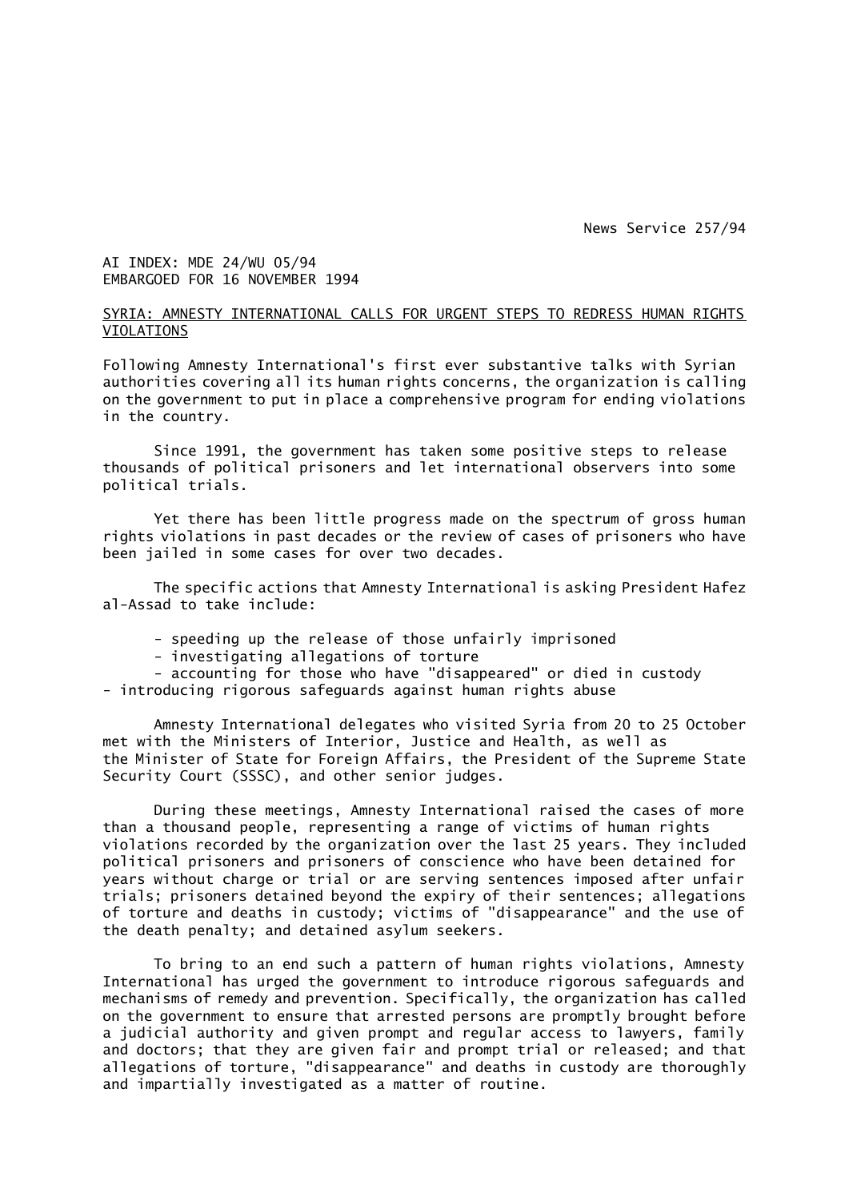News Service 257/94

AI INDEX: MDE 24/WU 05/94
EMBARGOED FOR 16 NOVEMBER 1994

<u>SYRIA: AMNESTY INTERNATIONAL CALLS FOR URGENT STEPS TO REDRESS HUMAN RIGHTS VIOLATIONS</u>

Following Amnesty International's first ever substantive talks with Syrian authorities covering all its human rights concerns, the organization is calling on the government to put in place a comprehensive program for ending violations in the country.

Since 1991, the government has taken some positive steps to release thousands of political prisoners and let international observers into some political trials.

Yet there has been little progress made on the spectrum of gross human rights violations in past decades or the review of cases of prisoners who have been jailed in some cases for over two decades.

The specific actions that Amnesty International is asking President Hafez al-Assad to take include:

- speeding up the release of those unfairly imprisoned
- investigating allegations of torture
- accounting for those who have "disappeared" or died in custody
- introducing rigorous safeguards against human rights abuse

Amnesty International delegates who visited Syria from 20 to 25 October met with the Ministers of Interior, Justice and Health, as well as the Minister of State for Foreign Affairs, the President of the Supreme State Security Court (SSSC), and other senior judges.

During these meetings, Amnesty International raised the cases of more than a thousand people, representing a range of victims of human rights violations recorded by the organization over the last 25 years. They included political prisoners and prisoners of conscience who have been detained for years without charge or trial or are serving sentences imposed after unfair trials; prisoners detained beyond the expiry of their sentences; allegations of torture and deaths in custody; victims of "disappearance" and the use of the death penalty; and detained asylum seekers.

To bring to an end such a pattern of human rights violations, Amnesty International has urged the government to introduce rigorous safeguards and mechanisms of remedy and prevention. Specifically, the organization has called on the government to ensure that arrested persons are promptly brought before a judicial authority and given prompt and regular access to lawyers, family and doctors; that they are given fair and prompt trial or released; and that allegations of torture, "disappearance" and deaths in custody are thoroughly and impartially investigated as a matter of routine.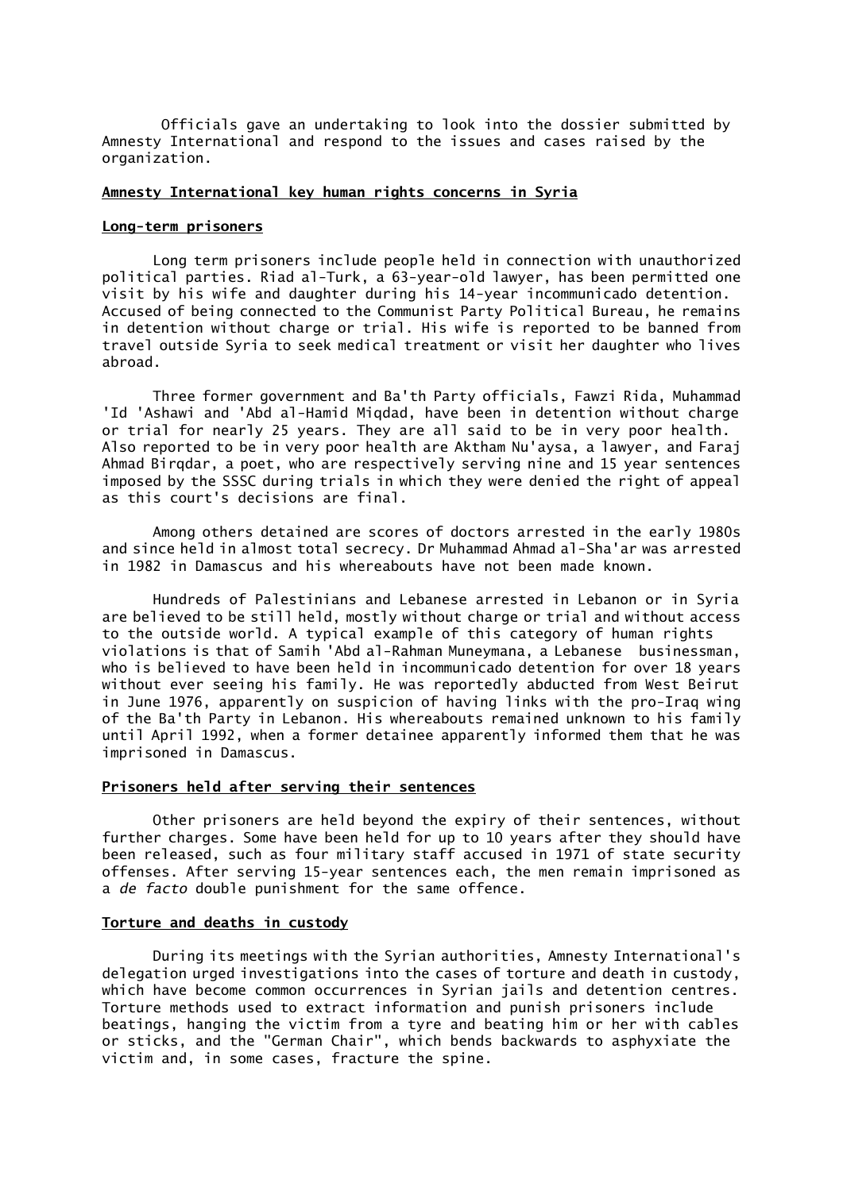Officials gave an undertaking to look into the dossier submitted by Amnesty International and respond to the issues and cases raised by the organization.

## Amnesty International key human rights concerns in Syria

### Long-term prisoners

Long term prisoners include people held in connection with unauthorized political parties. Riad al-Turk, a 63-year-old lawyer, has been permitted one visit by his wife and daughter during his 14-year incommunicado detention. Accused of being connected to the Communist Party Political Bureau, he remains in detention without charge or trial. His wife is reported to be banned from travel outside Syria to seek medical treatment or visit her daughter who lives abroad.

Three former government and Ba'th Party officials, Fawzi Rida, Muhammad 'Id 'Ashawi and 'Abd al-Hamid Miqdad, have been in detention without charge or trial for nearly 25 years. They are all said to be in very poor health. Also reported to be in very poor health are Aktham Nu'aysa, a lawyer, and Faraj Ahmad Birqdar, a poet, who are respectively serving nine and 15 year sentences imposed by the SSSC during trials in which they were denied the right of appeal as this court's decisions are final.

Among others detained are scores of doctors arrested in the early 1980s and since held in almost total secrecy. Dr Muhammad Ahmad al-Sha'ar was arrested in 1982 in Damascus and his whereabouts have not been made known.

Hundreds of Palestinians and Lebanese arrested in Lebanon or in Syria are believed to be still held, mostly without charge or trial and without access to the outside world. A typical example of this category of human rights violations is that of Samih 'Abd al-Rahman Muneymana, a Lebanese businessman, who is believed to have been held in incommunicado detention for over 18 years without ever seeing his family. He was reportedly abducted from West Beirut in June 1976, apparently on suspicion of having links with the pro-Iraq wing of the Ba'th Party in Lebanon. His whereabouts remained unknown to his family until April 1992, when a former detainee apparently informed them that he was imprisoned in Damascus.

### Prisoners held after serving their sentences

Other prisoners are held beyond the expiry of their sentences, without further charges. Some have been held for up to 10 years after they should have been released, such as four military staff accused in 1971 of state security offenses. After serving 15-year sentences each, the men remain imprisoned as a *de facto* double punishment for the same offence.

### Torture and deaths in custody

During its meetings with the Syrian authorities, Amnesty International's delegation urged investigations into the cases of torture and death in custody, which have become common occurrences in Syrian jails and detention centres. Torture methods used to extract information and punish prisoners include beatings, hanging the victim from a tyre and beating him or her with cables or sticks, and the "German Chair", which bends backwards to asphyxiate the victim and, in some cases, fracture the spine.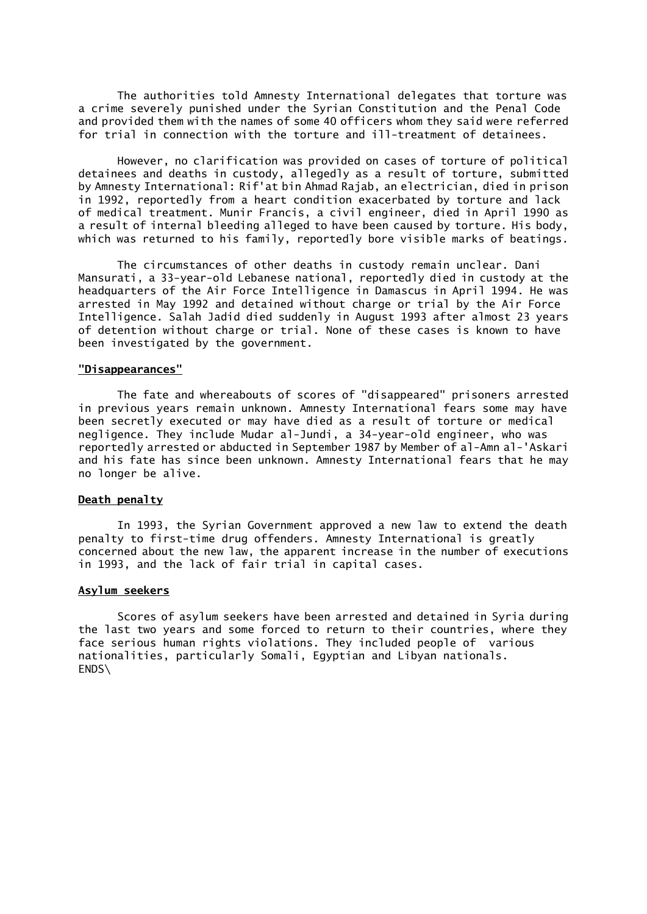The authorities told Amnesty International delegates that torture was a crime severely punished under the Syrian Constitution and the Penal Code and provided them with the names of some 40 officers whom they said were referred for trial in connection with the torture and ill-treatment of detainees.

However, no clarification was provided on cases of torture of political detainees and deaths in custody, allegedly as a result of torture, submitted by Amnesty International: Rif'at bin Ahmad Rajab, an electrician, died in prison in 1992, reportedly from a heart condition exacerbated by torture and lack of medical treatment. Munir Francis, a civil engineer, died in April 1990 as a result of internal bleeding alleged to have been caused by torture. His body, which was returned to his family, reportedly bore visible marks of beatings.

The circumstances of other deaths in custody remain unclear. Dani Mansurati, a 33-year-old Lebanese national, reportedly died in custody at the headquarters of the Air Force Intelligence in Damascus in April 1994. He was arrested in May 1992 and detained without charge or trial by the Air Force Intelligence. Salah Jadid died suddenly in August 1993 after almost 23 years of detention without charge or trial. None of these cases is known to have been investigated by the government.

**"Disappearances"**

The fate and whereabouts of scores of "disappeared" prisoners arrested in previous years remain unknown. Amnesty International fears some may have been secretly executed or may have died as a result of torture or medical negligence. They include Mudar al-Jundi, a 34-year-old engineer, who was reportedly arrested or abducted in September 1987 by Member of al-Amn al-'Askari and his fate has since been unknown. Amnesty International fears that he may no longer be alive.

**Death penalty**

In 1993, the Syrian Government approved a new law to extend the death penalty to first-time drug offenders. Amnesty International is greatly concerned about the new law, the apparent increase in the number of executions in 1993, and the lack of fair trial in capital cases.

**Asylum seekers**

Scores of asylum seekers have been arrested and detained in Syria during the last two years and some forced to return to their countries, where they face serious human rights violations. They included people of various nationalities, particularly Somali, Egyptian and Libyan nationals.
ENDS\